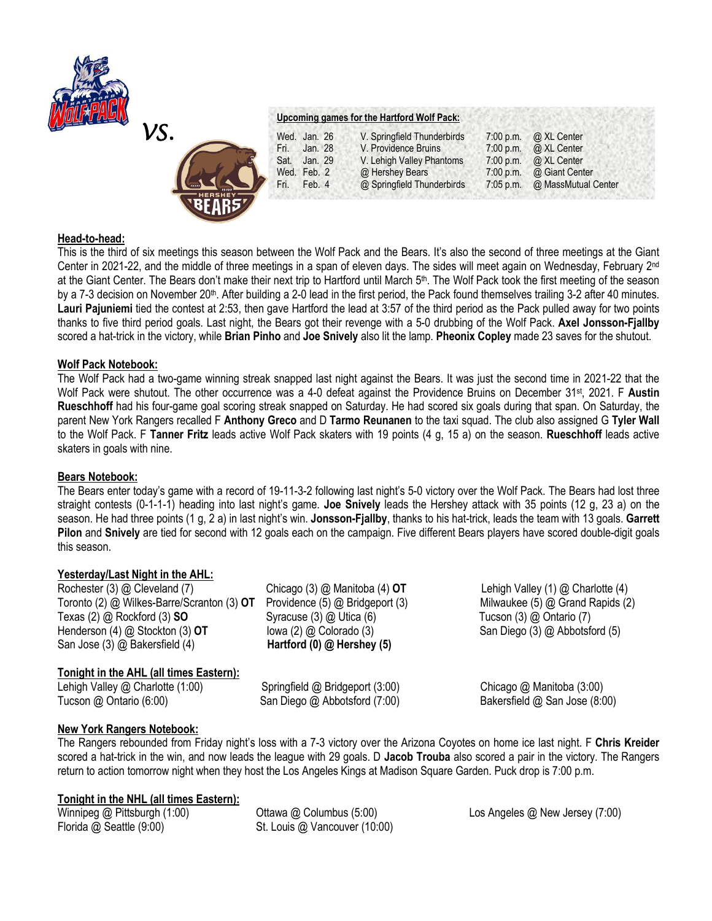VS.

**Upcoming games for the Hartford Wolf Pack:**

| | | | | |
|---|---|---|---|---|
| Wed. | Jan. 26 | V. Springfield Thunderbirds | 7:00 p.m. | @ XL Center |
| Fri. | Jan. 28 | V. Providence Bruins | 7:00 p.m. | @ XL Center |
| Sat. | Jan. 29 | V. Lehigh Valley Phantoms | 7:00 p.m. | @ XL Center |
| Wed. | Feb. 2 | @ Hershey Bears | 7:00 p.m. | @ Giant Center |
| Fri. | Feb. 4 | @ Springfield Thunderbirds | 7:05 p.m. | @ MassMutual Center |

## Head-to-head:

This is the third of six meetings this season between the Wolf Pack and the Bears. It's also the second of three meetings at the Giant Center in 2021-22, and the middle of three meetings in a span of eleven days. The sides will meet again on Wednesday, February 2nd at the Giant Center. The Bears don't make their next trip to Hartford until March 5th. The Wolf Pack took the first meeting of the season by a 7-3 decision on November 20th. After building a 2-0 lead in the first period, the Pack found themselves trailing 3-2 after 40 minutes. **Lauri Pajuniemi** tied the contest at 2:53, then gave Hartford the lead at 3:57 of the third period as the Pack pulled away for two points thanks to five third period goals. Last night, the Bears got their revenge with a 5-0 drubbing of the Wolf Pack. **Axel Jonsson-Fjallby** scored a hat-trick in the victory, while **Brian Pinho** and **Joe Snively** also lit the lamp. **Pheonix Copley** made 23 saves for the shutout.

## Wolf Pack Notebook:

The Wolf Pack had a two-game winning streak snapped last night against the Bears. It was just the second time in 2021-22 that the Wolf Pack were shutout. The other occurrence was a 4-0 defeat against the Providence Bruins on December 31st, 2021. F **Austin Rueschhoff** had his four-game goal scoring streak snapped on Saturday. He had scored six goals during that span. On Saturday, the parent New York Rangers recalled F **Anthony Greco** and D **Tarmo Reunanen** to the taxi squad. The club also assigned G **Tyler Wall** to the Wolf Pack. F **Tanner Fritz** leads active Wolf Pack skaters with 19 points (4 g, 15 a) on the season. **Rueschhoff** leads active skaters in goals with nine.

## Bears Notebook:

The Bears enter today's game with a record of 19-11-3-2 following last night's 5-0 victory over the Wolf Pack. The Bears had lost three straight contests (0-1-1-1) heading into last night's game. **Joe Snively** leads the Hershey attack with 35 points (12 g, 23 a) on the season. He had three points (1 g, 2 a) in last night's win. **Jonsson-Fjallby**, thanks to his hat-trick, leads the team with 13 goals. **Garrett Pilon** and **Snively** are tied for second with 12 goals each on the campaign. Five different Bears players have scored double-digit goals this season.

## Yesterday/Last Night in the AHL:

Rochester (3) @ Cleveland (7)
Toronto (2) @ Wilkes-Barre/Scranton (3) **OT**
Texas (2) @ Rockford (3) **SO**
Henderson (4) @ Stockton (3) **OT**
San Jose (3) @ Bakersfield (4)
Chicago (3) @ Manitoba (4) **OT**
Providence (5) @ Bridgeport (3)
Syracuse (3) @ Utica (6)
Iowa (2) @ Colorado (3)
**Hartford (0) @ Hershey (5)**
Lehigh Valley (1) @ Charlotte (4)
Milwaukee (5) @ Grand Rapids (2)
Tucson (3) @ Ontario (7)
San Diego (3) @ Abbotsford (5)

## Tonight in the AHL (all times Eastern):

Lehigh Valley @ Charlotte (1:00)
Tucson @ Ontario (6:00)
Springfield @ Bridgeport (3:00)
San Diego @ Abbotsford (7:00)
Chicago @ Manitoba (3:00)
Bakersfield @ San Jose (8:00)

## New York Rangers Notebook:

The Rangers rebounded from Friday night's loss with a 7-3 victory over the Arizona Coyotes on home ice last night. F **Chris Kreider** scored a hat-trick in the win, and now leads the league with 29 goals. D **Jacob Trouba** also scored a pair in the victory. The Rangers return to action tomorrow night when they host the Los Angeles Kings at Madison Square Garden. Puck drop is 7:00 p.m.

## Tonight in the NHL (all times Eastern):

Winnipeg @ Pittsburgh (1:00)
Florida @ Seattle (9:00)
Ottawa @ Columbus (5:00)
St. Louis @ Vancouver (10:00)
Los Angeles @ New Jersey (7:00)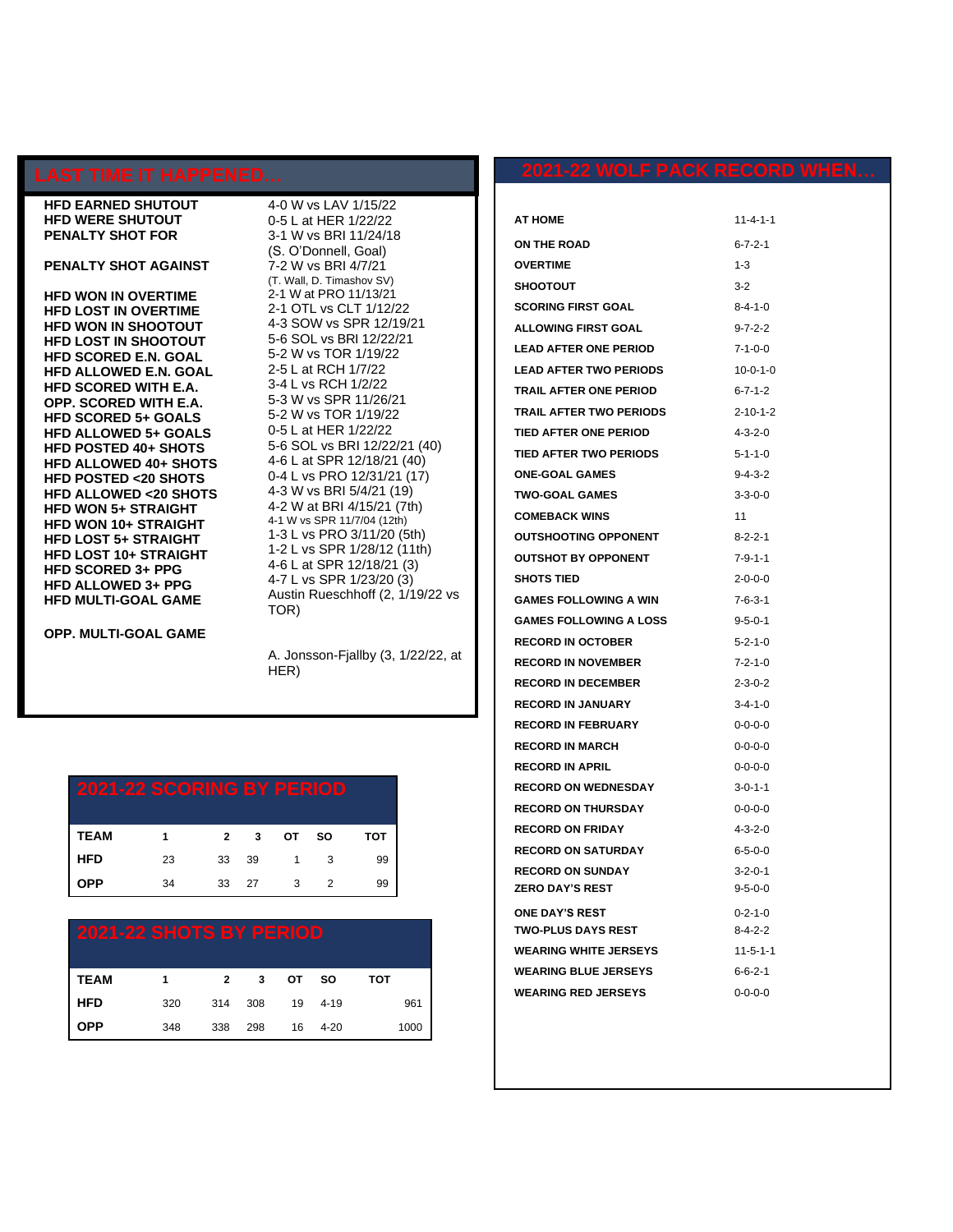## LAST TIME IT HAPPENED…

| | |
|---|---|
| **HFD EARNED SHUTOUT** | 4-0 W vs LAV 1/15/22 |
| **HFD WERE SHUTOUT** | 0-5 L at HER 1/22/22 |
| **PENALTY SHOT FOR** | 3-1 W vs BRI 11/24/18 (S. O'Donnell, Goal) |
| **PENALTY SHOT AGAINST** | 7-2 W vs BRI 4/7/21 (T. Wall, D. Timashov SV) |
| **HFD WON IN OVERTIME** | 2-1 W at PRO 11/13/21 |
| **HFD LOST IN OVERTIME** | 2-1 OTL vs CLT 1/12/22 |
| **HFD WON IN SHOOTOUT** | 4-3 SOW vs SPR 12/19/21 |
| **HFD LOST IN SHOOTOUT** | 5-6 SOL vs BRI 12/22/21 |
| **HFD SCORED E.N. GOAL** | 5-2 W vs TOR 1/19/22 |
| **HFD ALLOWED E.N. GOAL** | 2-5 L at RCH 1/7/22 |
| **HFD SCORED WITH E.A.** | 3-4 L vs RCH 1/2/22 |
| **OPP. SCORED WITH E.A.** | 5-3 W vs SPR 11/26/21 |
| **HFD SCORED 5+ GOALS** | 5-2 W vs TOR 1/19/22 |
| **HFD ALLOWED 5+ GOALS** | 0-5 L at HER 1/22/22 |
| **HFD POSTED 40+ SHOTS** | 5-6 SOL vs BRI 12/22/21 (40) |
| **HFD ALLOWED 40+ SHOTS** | 4-6 L at SPR 12/18/21 (40) |
| **HFD POSTED <20 SHOTS** | 0-4 L vs PRO 12/31/21 (17) |
| **HFD ALLOWED <20 SHOTS** | 4-3 W vs BRI 5/4/21 (19) |
| **HFD WON 5+ STRAIGHT** | 4-2 W at BRI 4/15/21 (7th) |
| **HFD WON 10+ STRAIGHT** | 4-1 W vs SPR 11/7/04 (12th) |
| **HFD LOST 5+ STRAIGHT** | 1-3 L vs PRO 3/11/20 (5th) |
| **HFD LOST 10+ STRAIGHT** | 1-2 L vs SPR 1/28/12 (11th) |
| **HFD SCORED 3+ PPG** | 4-6 L at SPR 12/18/21 (3) |
| **HFD ALLOWED 3+ PPG** | 4-7 L vs SPR 1/23/20 (3) |
| **HFD MULTI-GOAL GAME** | Austin Rueschhoff (2, 1/19/22 vs TOR) |
| **OPP. MULTI-GOAL GAME** | A. Jonsson-Fjallby (3, 1/22/22, at HER) |

## 2021-22 WOLF PACK RECORD WHEN…

| | |
|---|---|
| **AT HOME** | 11-4-1-1 |
| **ON THE ROAD** | 6-7-2-1 |
| **OVERTIME** | 1-3 |
| **SHOOTOUT** | 3-2 |
| **SCORING FIRST GOAL** | 8-4-1-0 |
| **ALLOWING FIRST GOAL** | 9-7-2-2 |
| **LEAD AFTER ONE PERIOD** | 7-1-0-0 |
| **LEAD AFTER TWO PERIODS** | 10-0-1-0 |
| **TRAIL AFTER ONE PERIOD** | 6-7-1-2 |
| **TRAIL AFTER TWO PERIODS** | 2-10-1-2 |
| **TIED AFTER ONE PERIOD** | 4-3-2-0 |
| **TIED AFTER TWO PERIODS** | 5-1-1-0 |
| **ONE-GOAL GAMES** | 9-4-3-2 |
| **TWO-GOAL GAMES** | 3-3-0-0 |
| **COMEBACK WINS** | 11 |
| **OUTSHOOTING OPPONENT** | 8-2-2-1 |
| **OUTSHOT BY OPPONENT** | 7-9-1-1 |
| **SHOTS TIED** | 2-0-0-0 |
| **GAMES FOLLOWING A WIN** | 7-6-3-1 |
| **GAMES FOLLOWING A LOSS** | 9-5-0-1 |
| **RECORD IN OCTOBER** | 5-2-1-0 |
| **RECORD IN NOVEMBER** | 7-2-1-0 |
| **RECORD IN DECEMBER** | 2-3-0-2 |
| **RECORD IN JANUARY** | 3-4-1-0 |
| **RECORD IN FEBRUARY** | 0-0-0-0 |
| **RECORD IN MARCH** | 0-0-0-0 |
| **RECORD IN APRIL** | 0-0-0-0 |
| **RECORD ON WEDNESDAY** | 3-0-1-1 |
| **RECORD ON THURSDAY** | 0-0-0-0 |
| **RECORD ON FRIDAY** | 4-3-2-0 |
| **RECORD ON SATURDAY** | 6-5-0-0 |
| **RECORD ON SUNDAY** | 3-2-0-1 |
| **ZERO DAY'S REST** | 9-5-0-0 |
| **ONE DAY'S REST** | 0-2-1-0 |
| **TWO-PLUS DAYS REST** | 8-4-2-2 |
| **WEARING WHITE JERSEYS** | 11-5-1-1 |
| **WEARING BLUE JERSEYS** | 6-6-2-1 |
| **WEARING RED JERSEYS** | 0-0-0-0 |

## 2021-22 SCORING BY PERIOD

| TEAM | 1 | 2 | 3 | OT | SO | TOT |
|---|---|---|---|---|---|---|
| HFD | 23 | 33 | 39 | 1 | 3 | 99 |
| OPP | 34 | 33 | 27 | 3 | 2 | 99 |

## 2021-22 SHOTS BY PERIOD

| TEAM | 1 | 2 | 3 | OT | SO | TOT |
|---|---|---|---|---|---|---|
| HFD | 320 | 314 | 308 | 19 | 4-19 | 961 |
| OPP | 348 | 338 | 298 | 16 | 4-20 | 1000 |